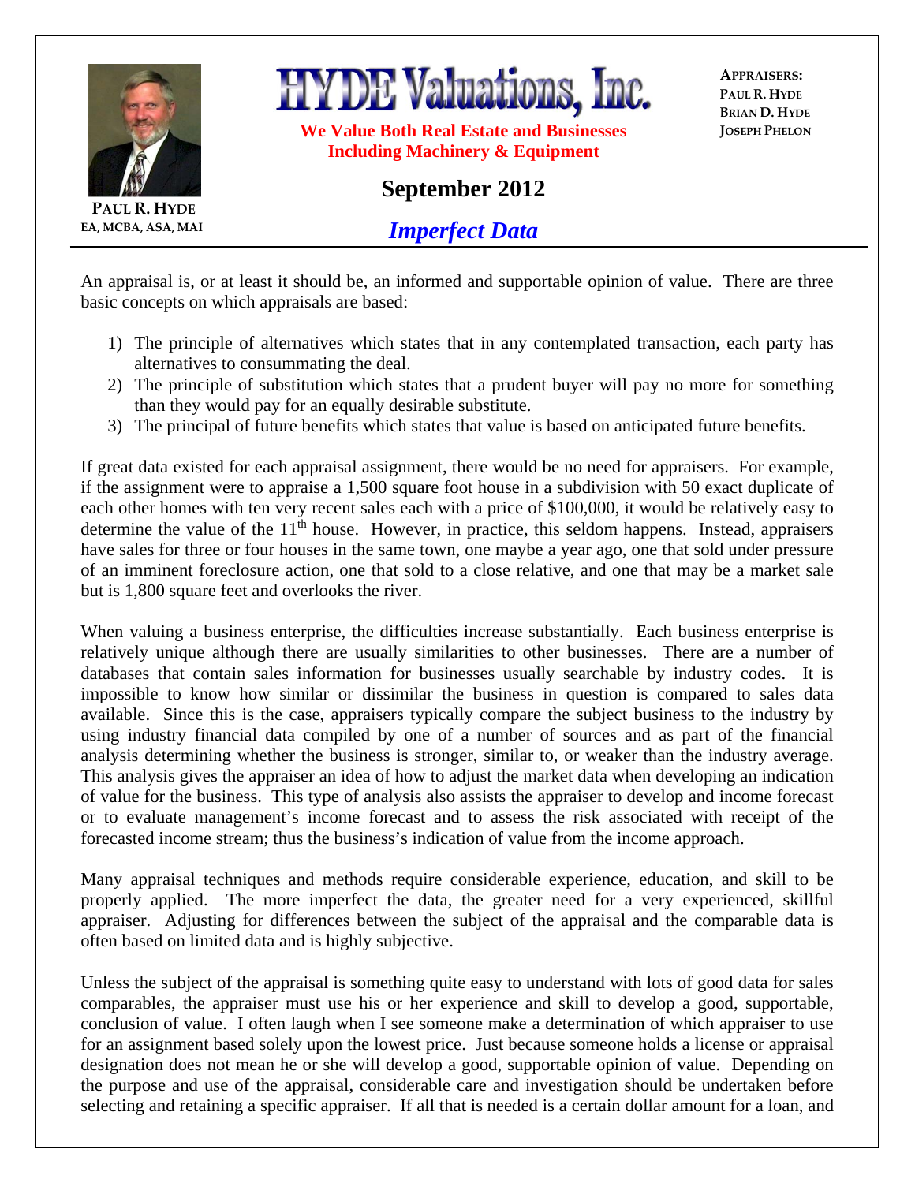**PAUL R. HYDE**
EA, MCBA, ASA, MAI

# HYDE Valuations, Inc.

**We Value Both Real Estate and Businesses Including Machinery & Equipment**

**APPRAISERS:**
PAUL R. HYDE
BRIAN D. HYDE
JOSEPH PHELON

## September 2012

## *Imperfect Data*

An appraisal is, or at least it should be, an informed and supportable opinion of value. There are three basic concepts on which appraisals are based:

1) The principle of alternatives which states that in any contemplated transaction, each party has alternatives to consummating the deal.
2) The principle of substitution which states that a prudent buyer will pay no more for something than they would pay for an equally desirable substitute.
3) The principal of future benefits which states that value is based on anticipated future benefits.

If great data existed for each appraisal assignment, there would be no need for appraisers. For example, if the assignment were to appraise a 1,500 square foot house in a subdivision with 50 exact duplicate of each other homes with ten very recent sales each with a price of $100,000, it would be relatively easy to determine the value of the 11th house. However, in practice, this seldom happens. Instead, appraisers have sales for three or four houses in the same town, one maybe a year ago, one that sold under pressure of an imminent foreclosure action, one that sold to a close relative, and one that may be a market sale but is 1,800 square feet and overlooks the river.

When valuing a business enterprise, the difficulties increase substantially. Each business enterprise is relatively unique although there are usually similarities to other businesses. There are a number of databases that contain sales information for businesses usually searchable by industry codes. It is impossible to know how similar or dissimilar the business in question is compared to sales data available. Since this is the case, appraisers typically compare the subject business to the industry by using industry financial data compiled by one of a number of sources and as part of the financial analysis determining whether the business is stronger, similar to, or weaker than the industry average. This analysis gives the appraiser an idea of how to adjust the market data when developing an indication of value for the business. This type of analysis also assists the appraiser to develop and income forecast or to evaluate management's income forecast and to assess the risk associated with receipt of the forecasted income stream; thus the business's indication of value from the income approach.

Many appraisal techniques and methods require considerable experience, education, and skill to be properly applied. The more imperfect the data, the greater need for a very experienced, skillful appraiser. Adjusting for differences between the subject of the appraisal and the comparable data is often based on limited data and is highly subjective.

Unless the subject of the appraisal is something quite easy to understand with lots of good data for sales comparables, the appraiser must use his or her experience and skill to develop a good, supportable, conclusion of value. I often laugh when I see someone make a determination of which appraiser to use for an assignment based solely upon the lowest price. Just because someone holds a license or appraisal designation does not mean he or she will develop a good, supportable opinion of value. Depending on the purpose and use of the appraisal, considerable care and investigation should be undertaken before selecting and retaining a specific appraiser. If all that is needed is a certain dollar amount for a loan, and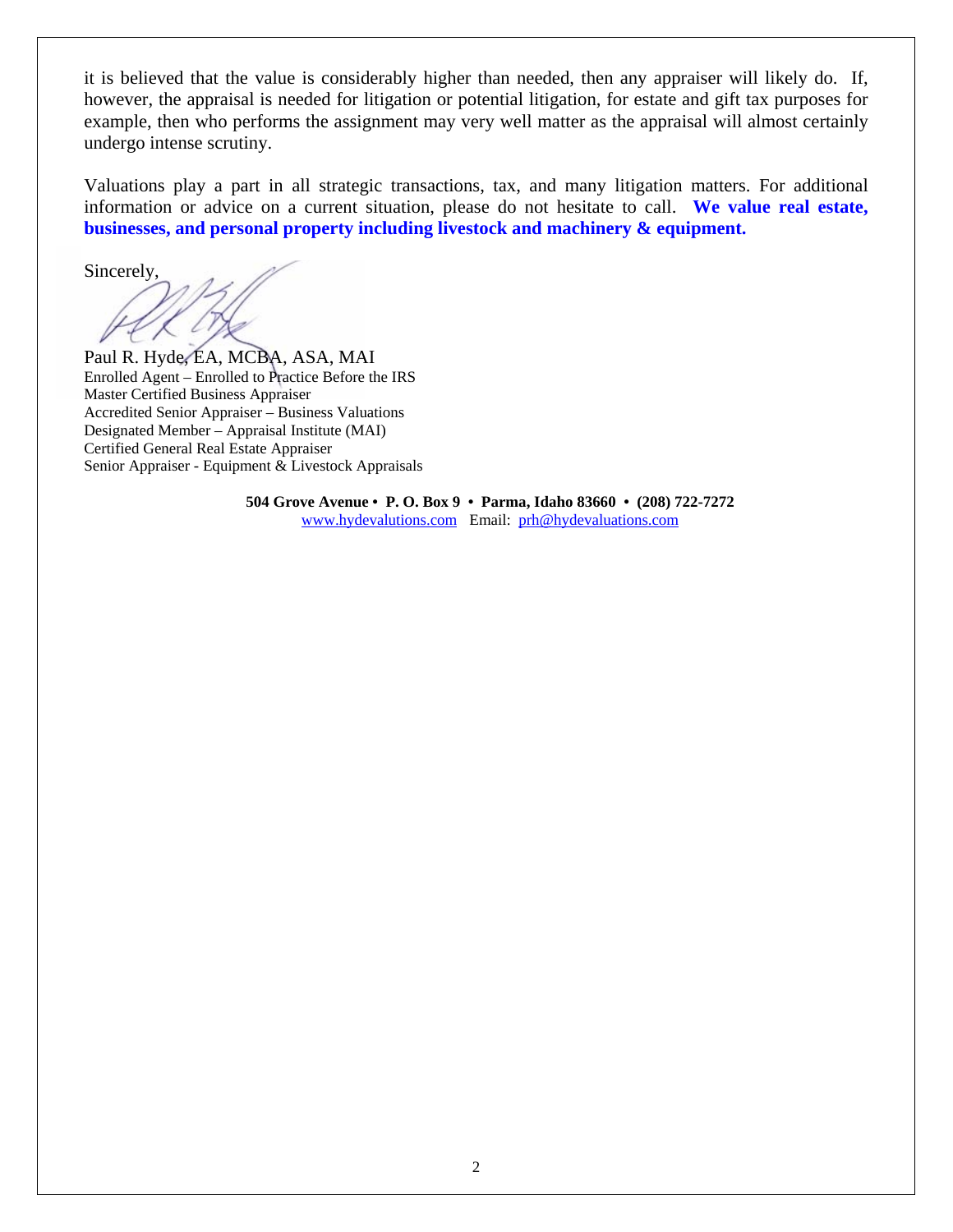it is believed that the value is considerably higher than needed, then any appraiser will likely do. If, however, the appraisal is needed for litigation or potential litigation, for estate and gift tax purposes for example, then who performs the assignment may very well matter as the appraisal will almost certainly undergo intense scrutiny.

Valuations play a part in all strategic transactions, tax, and many litigation matters. For additional information or advice on a current situation, please do not hesitate to call. **We value real estate, businesses, and personal property including livestock and machinery & equipment.**

Sincerely,

Paul R. Hyde, EA, MCBA, ASA, MAI
Enrolled Agent – Enrolled to Practice Before the IRS
Master Certified Business Appraiser
Accredited Senior Appraiser – Business Valuations
Designated Member – Appraisal Institute (MAI)
Certified General Real Estate Appraiser
Senior Appraiser - Equipment & Livestock Appraisals

**504 Grove Avenue • P. O. Box 9 • Parma, Idaho 83660 • (208) 722-7272**
www.hydevalutions.com Email: prh@hydevaluations.com